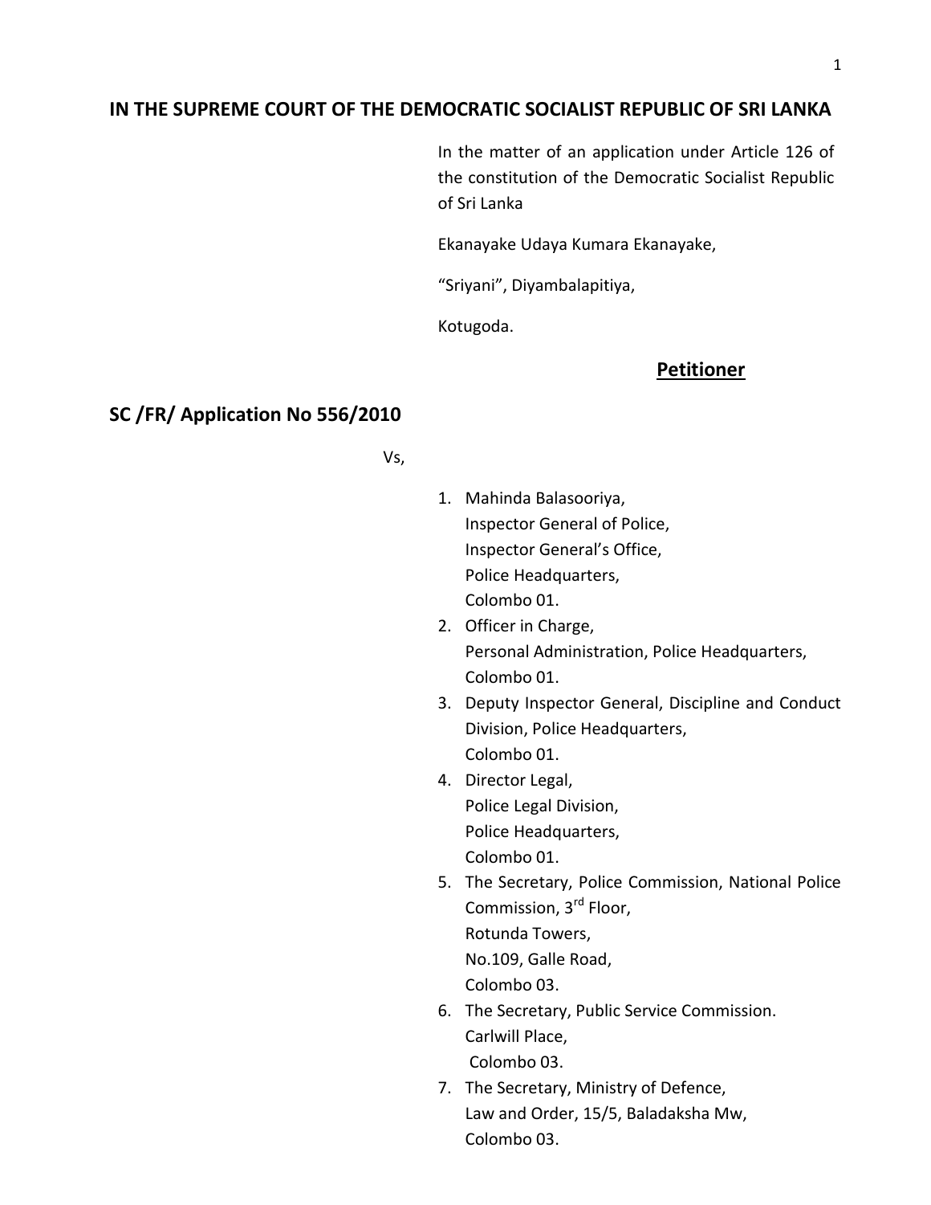**IN THE SUPREME COURT OF THE DEMOCRATIC SOCIALIST REPUBLIC OF SRI LANKA**

In the matter of an application under Article 126 of the constitution of the Democratic Socialist Republic of Sri Lanka

Ekanayake Udaya Kumara Ekanayake,

"Sriyani", Diyambalapitiya,

Kotugoda.

**Petitioner**

**SC /FR/ Application No 556/2010**

Vs,

1. Mahinda Balasooriya,
   Inspector General of Police,
   Inspector General's Office,
   Police Headquarters,
   Colombo 01.
2. Officer in Charge,
   Personal Administration, Police Headquarters,
   Colombo 01.
3. Deputy Inspector General, Discipline and Conduct Division, Police Headquarters,
   Colombo 01.
4. Director Legal,
   Police Legal Division,
   Police Headquarters,
   Colombo 01.
5. The Secretary, Police Commission, National Police Commission, 3rd Floor,
   Rotunda Towers,
   No.109, Galle Road,
   Colombo 03.
6. The Secretary, Public Service Commission.
   Carlwill Place,
   Colombo 03.
7. The Secretary, Ministry of Defence,
   Law and Order, 15/5, Baladaksha Mw,
   Colombo 03.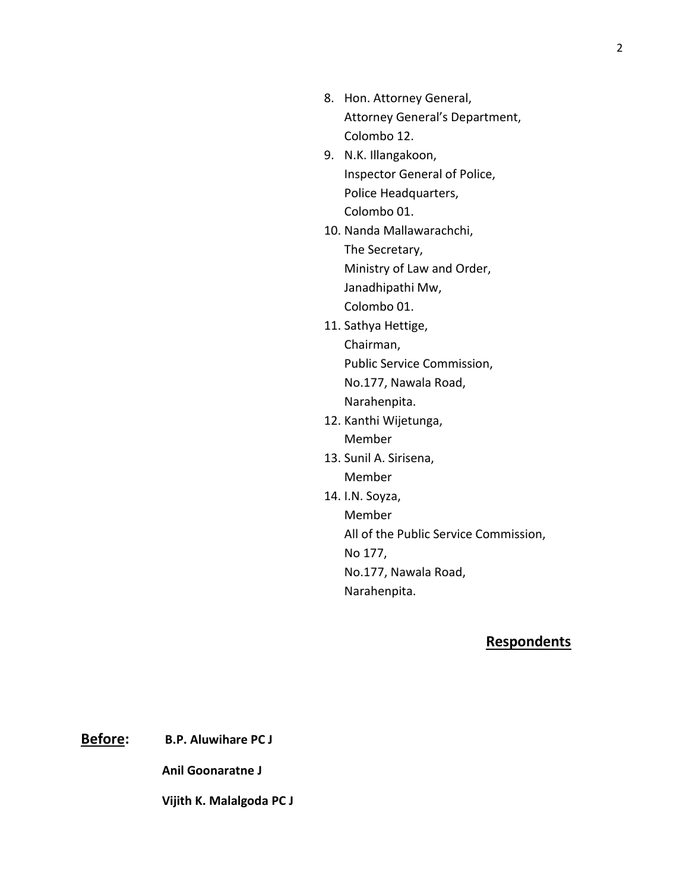8. Hon. Attorney General,
   Attorney General's Department,
   Colombo 12.
9. N.K. Illangakoon,
   Inspector General of Police,
   Police Headquarters,
   Colombo 01.
10. Nanda Mallawarachchi,
    The Secretary,
    Ministry of Law and Order,
    Janadhipathi Mw,
    Colombo 01.
11. Sathya Hettige,
    Chairman,
    Public Service Commission,
    No.177, Nawala Road,
    Narahenpita.
12. Kanthi Wijetunga,
    Member
13. Sunil A. Sirisena,
    Member
14. I.N. Soyza,
    Member
    All of the Public Service Commission,
    No 177,
    No.177, Nawala Road,
    Narahenpita.

**Respondents**

**Before:** **B.P. Aluwihare PC J**

**Anil Goonaratne J**

**Vijith K. Malalgoda PC J**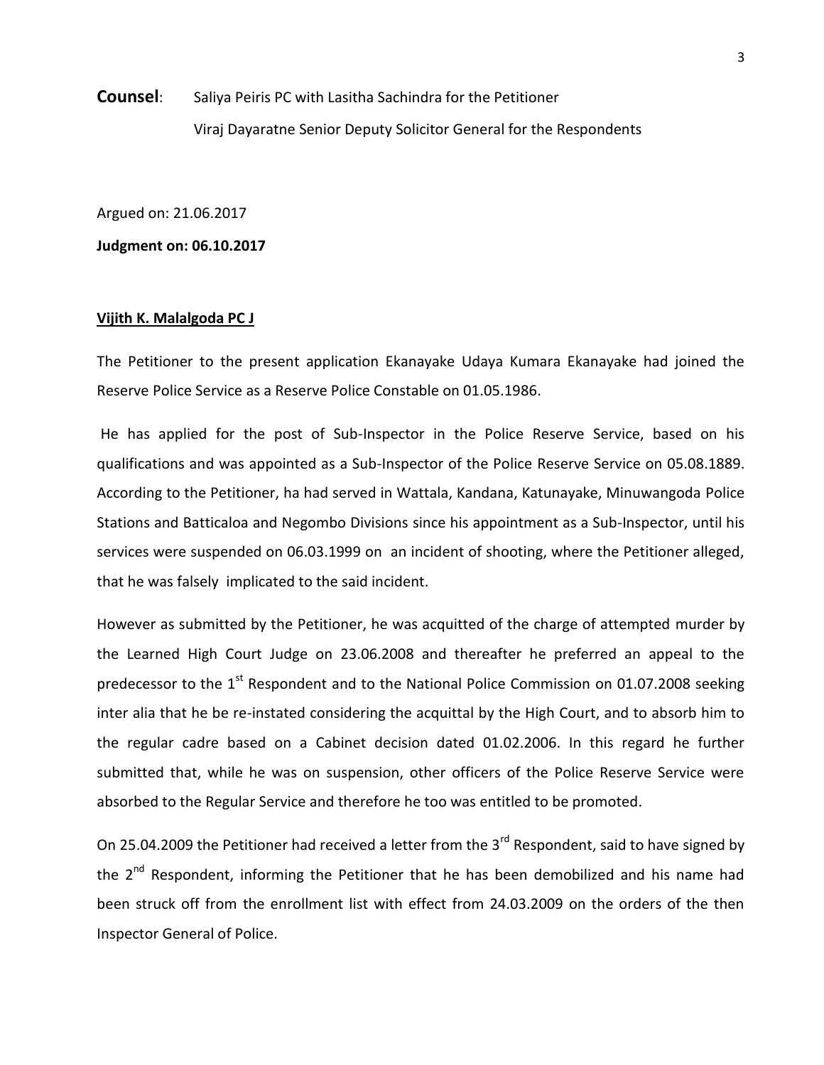**Counsel**: Saliya Peiris PC with Lasitha Sachindra for the Petitioner

Viraj Dayaratne Senior Deputy Solicitor General for the Respondents

Argued on: 21.06.2017

**Judgment on: 06.10.2017**

**Vijith K. Malalgoda PC J**

The Petitioner to the present application Ekanayake Udaya Kumara Ekanayake had joined the Reserve Police Service as a Reserve Police Constable on 01.05.1986.

He has applied for the post of Sub-Inspector in the Police Reserve Service, based on his qualifications and was appointed as a Sub-Inspector of the Police Reserve Service on 05.08.1889. According to the Petitioner, ha had served in Wattala, Kandana, Katunayake, Minuwangoda Police Stations and Batticaloa and Negombo Divisions since his appointment as a Sub-Inspector, until his services were suspended on 06.03.1999 on an incident of shooting, where the Petitioner alleged, that he was falsely implicated to the said incident.

However as submitted by the Petitioner, he was acquitted of the charge of attempted murder by the Learned High Court Judge on 23.06.2008 and thereafter he preferred an appeal to the predecessor to the 1st Respondent and to the National Police Commission on 01.07.2008 seeking inter alia that he be re-instated considering the acquittal by the High Court, and to absorb him to the regular cadre based on a Cabinet decision dated 01.02.2006. In this regard he further submitted that, while he was on suspension, other officers of the Police Reserve Service were absorbed to the Regular Service and therefore he too was entitled to be promoted.

On 25.04.2009 the Petitioner had received a letter from the 3rd Respondent, said to have signed by the 2nd Respondent, informing the Petitioner that he has been demobilized and his name had been struck off from the enrollment list with effect from 24.03.2009 on the orders of the then Inspector General of Police.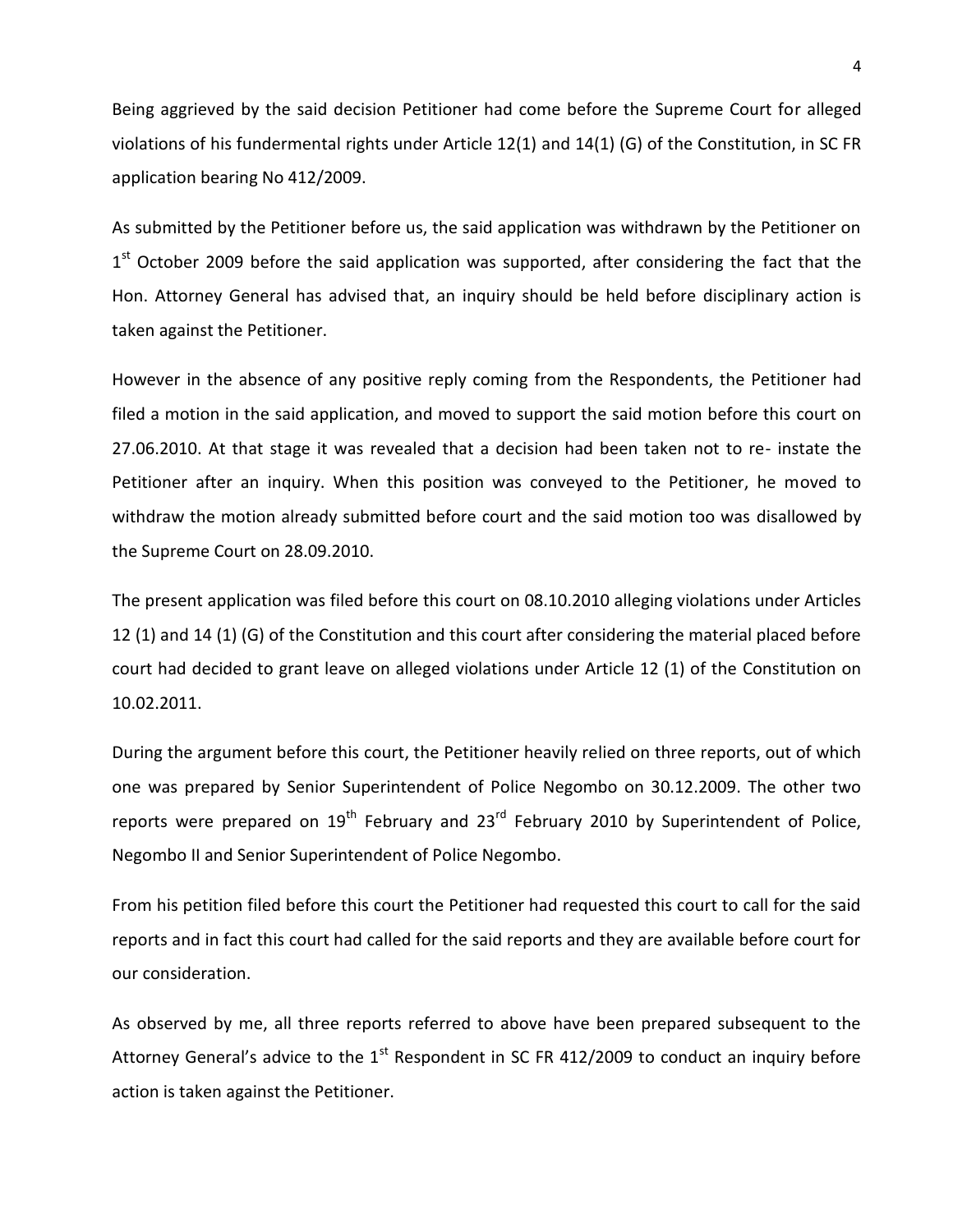Being aggrieved by the said decision Petitioner had come before the Supreme Court for alleged violations of his fundermental rights under Article 12(1) and 14(1) (G) of the Constitution, in SC FR application bearing No 412/2009.

As submitted by the Petitioner before us, the said application was withdrawn by the Petitioner on 1st October 2009 before the said application was supported, after considering the fact that the Hon. Attorney General has advised that, an inquiry should be held before disciplinary action is taken against the Petitioner.

However in the absence of any positive reply coming from the Respondents, the Petitioner had filed a motion in the said application, and moved to support the said motion before this court on 27.06.2010. At that stage it was revealed that a decision had been taken not to re- instate the Petitioner after an inquiry. When this position was conveyed to the Petitioner, he moved to withdraw the motion already submitted before court and the said motion too was disallowed by the Supreme Court on 28.09.2010.

The present application was filed before this court on 08.10.2010 alleging violations under Articles 12 (1) and 14 (1) (G) of the Constitution and this court after considering the material placed before court had decided to grant leave on alleged violations under Article 12 (1) of the Constitution on 10.02.2011.

During the argument before this court, the Petitioner heavily relied on three reports, out of which one was prepared by Senior Superintendent of Police Negombo on 30.12.2009. The other two reports were prepared on 19th February and 23rd February 2010 by Superintendent of Police, Negombo II and Senior Superintendent of Police Negombo.

From his petition filed before this court the Petitioner had requested this court to call for the said reports and in fact this court had called for the said reports and they are available before court for our consideration.

As observed by me, all three reports referred to above have been prepared subsequent to the Attorney General's advice to the 1st Respondent in SC FR 412/2009 to conduct an inquiry before action is taken against the Petitioner.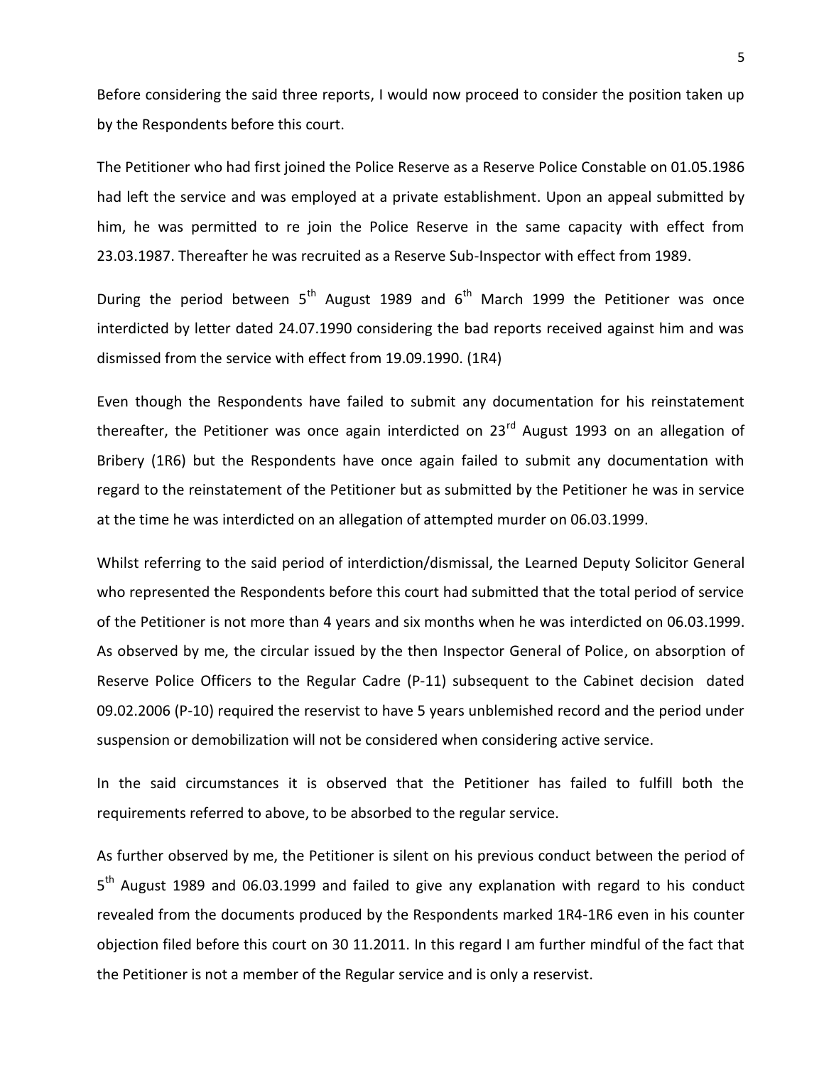Before considering the said three reports, I would now proceed to consider the position taken up by the Respondents before this court.

The Petitioner who had first joined the Police Reserve as a Reserve Police Constable on 01.05.1986 had left the service and was employed at a private establishment. Upon an appeal submitted by him, he was permitted to re join the Police Reserve in the same capacity with effect from 23.03.1987. Thereafter he was recruited as a Reserve Sub-Inspector with effect from 1989.

During the period between 5th August 1989 and 6th March 1999 the Petitioner was once interdicted by letter dated 24.07.1990 considering the bad reports received against him and was dismissed from the service with effect from 19.09.1990. (1R4)

Even though the Respondents have failed to submit any documentation for his reinstatement thereafter, the Petitioner was once again interdicted on 23rd August 1993 on an allegation of Bribery (1R6) but the Respondents have once again failed to submit any documentation with regard to the reinstatement of the Petitioner but as submitted by the Petitioner he was in service at the time he was interdicted on an allegation of attempted murder on 06.03.1999.

Whilst referring to the said period of interdiction/dismissal, the Learned Deputy Solicitor General who represented the Respondents before this court had submitted that the total period of service of the Petitioner is not more than 4 years and six months when he was interdicted on 06.03.1999. As observed by me, the circular issued by the then Inspector General of Police, on absorption of Reserve Police Officers to the Regular Cadre (P-11) subsequent to the Cabinet decision dated 09.02.2006 (P-10) required the reservist to have 5 years unblemished record and the period under suspension or demobilization will not be considered when considering active service.

In the said circumstances it is observed that the Petitioner has failed to fulfill both the requirements referred to above, to be absorbed to the regular service.

As further observed by me, the Petitioner is silent on his previous conduct between the period of 5th August 1989 and 06.03.1999 and failed to give any explanation with regard to his conduct revealed from the documents produced by the Respondents marked 1R4-1R6 even in his counter objection filed before this court on 30 11.2011. In this regard I am further mindful of the fact that the Petitioner is not a member of the Regular service and is only a reservist.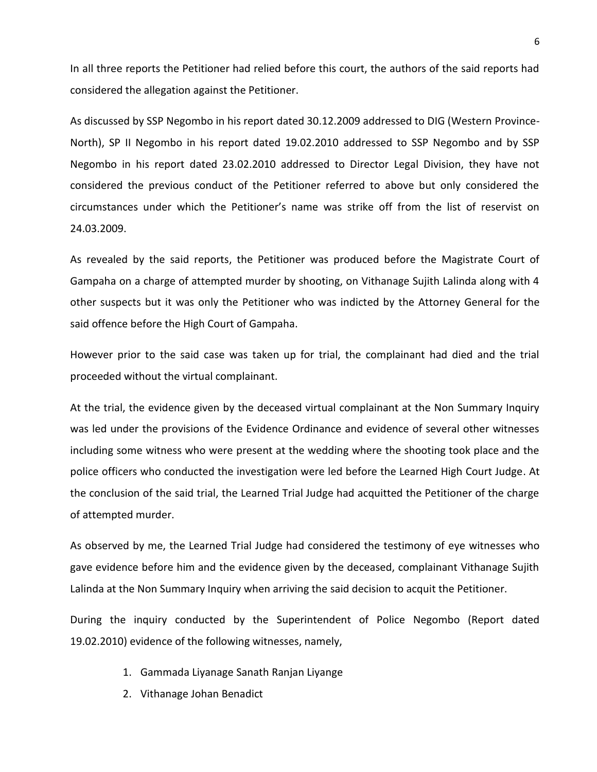In all three reports the Petitioner had relied before this court, the authors of the said reports had considered the allegation against the Petitioner.

As discussed by SSP Negombo in his report dated 30.12.2009 addressed to DIG (Western Province-North), SP II Negombo in his report dated 19.02.2010 addressed to SSP Negombo and by SSP Negombo in his report dated 23.02.2010 addressed to Director Legal Division, they have not considered the previous conduct of the Petitioner referred to above but only considered the circumstances under which the Petitioner's name was strike off from the list of reservist on 24.03.2009.

As revealed by the said reports, the Petitioner was produced before the Magistrate Court of Gampaha on a charge of attempted murder by shooting, on Vithanage Sujith Lalinda along with 4 other suspects but it was only the Petitioner who was indicted by the Attorney General for the said offence before the High Court of Gampaha.

However prior to the said case was taken up for trial, the complainant had died and the trial proceeded without the virtual complainant.

At the trial, the evidence given by the deceased virtual complainant at the Non Summary Inquiry was led under the provisions of the Evidence Ordinance and evidence of several other witnesses including some witness who were present at the wedding where the shooting took place and the police officers who conducted the investigation were led before the Learned High Court Judge. At the conclusion of the said trial, the Learned Trial Judge had acquitted the Petitioner of the charge of attempted murder.

As observed by me, the Learned Trial Judge had considered the testimony of eye witnesses who gave evidence before him and the evidence given by the deceased, complainant Vithanage Sujith Lalinda at the Non Summary Inquiry when arriving the said decision to acquit the Petitioner.

During the inquiry conducted by the Superintendent of Police Negombo (Report dated 19.02.2010) evidence of the following witnesses, namely,

1. Gammada Liyanage Sanath Ranjan Liyange
2. Vithanage Johan Benadict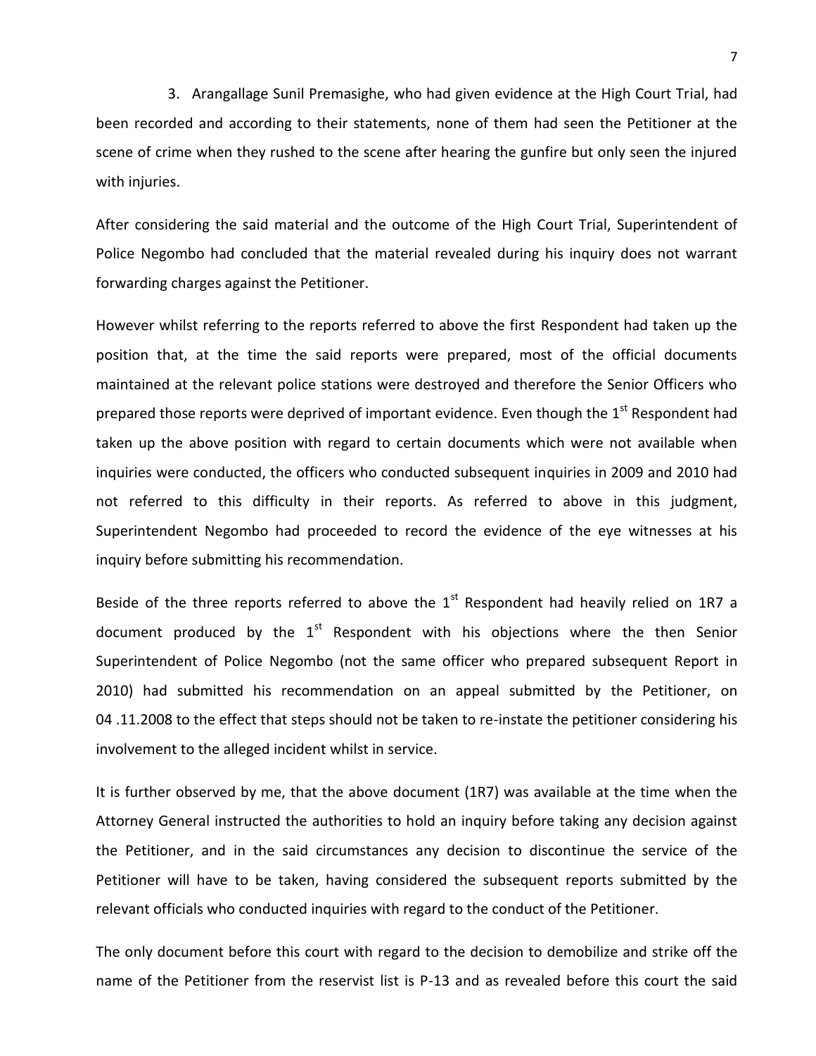3. Arangallage Sunil Premasighe, who had given evidence at the High Court Trial, had been recorded and according to their statements, none of them had seen the Petitioner at the scene of crime when they rushed to the scene after hearing the gunfire but only seen the injured with injuries.

After considering the said material and the outcome of the High Court Trial, Superintendent of Police Negombo had concluded that the material revealed during his inquiry does not warrant forwarding charges against the Petitioner.

However whilst referring to the reports referred to above the first Respondent had taken up the position that, at the time the said reports were prepared, most of the official documents maintained at the relevant police stations were destroyed and therefore the Senior Officers who prepared those reports were deprived of important evidence. Even though the 1st Respondent had taken up the above position with regard to certain documents which were not available when inquiries were conducted, the officers who conducted subsequent inquiries in 2009 and 2010 had not referred to this difficulty in their reports. As referred to above in this judgment, Superintendent Negombo had proceeded to record the evidence of the eye witnesses at his inquiry before submitting his recommendation.

Beside of the three reports referred to above the 1st Respondent had heavily relied on 1R7 a document produced by the 1st Respondent with his objections where the then Senior Superintendent of Police Negombo (not the same officer who prepared subsequent Report in 2010) had submitted his recommendation on an appeal submitted by the Petitioner, on 04 .11.2008 to the effect that steps should not be taken to re-instate the petitioner considering his involvement to the alleged incident whilst in service.

It is further observed by me, that the above document (1R7) was available at the time when the Attorney General instructed the authorities to hold an inquiry before taking any decision against the Petitioner, and in the said circumstances any decision to discontinue the service of the Petitioner will have to be taken, having considered the subsequent reports submitted by the relevant officials who conducted inquiries with regard to the conduct of the Petitioner.

The only document before this court with regard to the decision to demobilize and strike off the name of the Petitioner from the reservist list is P-13 and as revealed before this court the said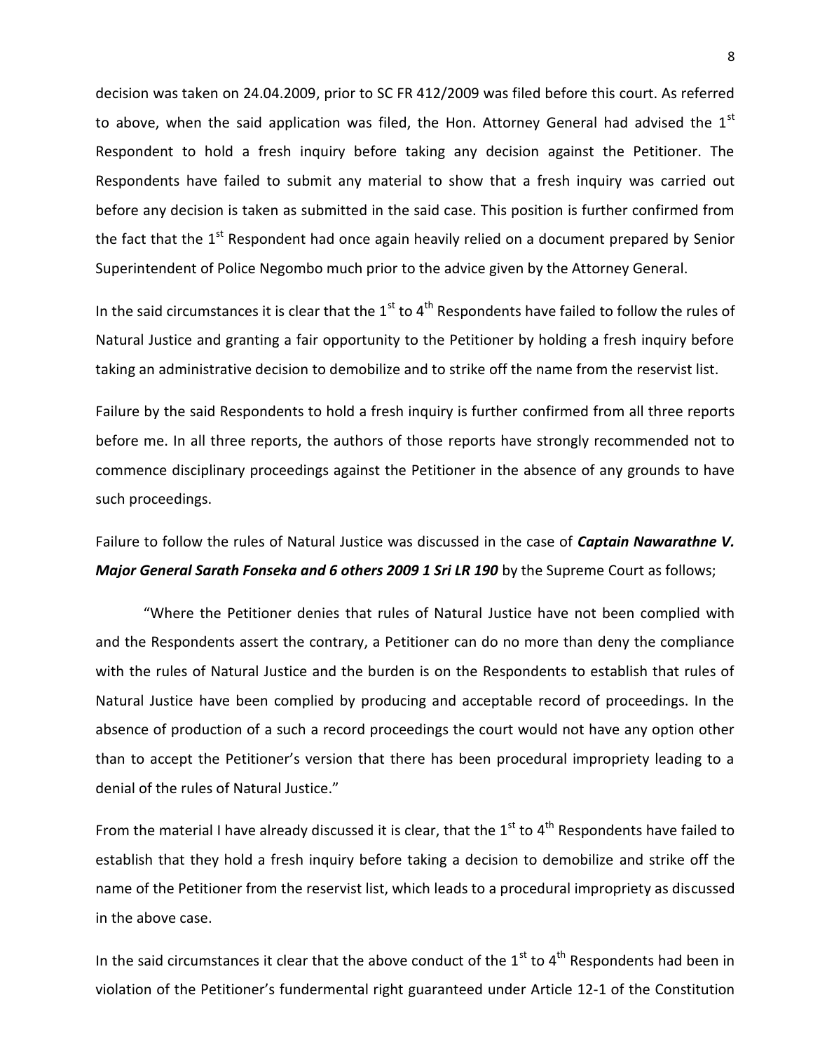decision was taken on 24.04.2009, prior to SC FR 412/2009 was filed before this court. As referred to above, when the said application was filed, the Hon. Attorney General had advised the 1st Respondent to hold a fresh inquiry before taking any decision against the Petitioner. The Respondents have failed to submit any material to show that a fresh inquiry was carried out before any decision is taken as submitted in the said case. This position is further confirmed from the fact that the 1st Respondent had once again heavily relied on a document prepared by Senior Superintendent of Police Negombo much prior to the advice given by the Attorney General.

In the said circumstances it is clear that the 1st to 4th Respondents have failed to follow the rules of Natural Justice and granting a fair opportunity to the Petitioner by holding a fresh inquiry before taking an administrative decision to demobilize and to strike off the name from the reservist list.

Failure by the said Respondents to hold a fresh inquiry is further confirmed from all three reports before me. In all three reports, the authors of those reports have strongly recommended not to commence disciplinary proceedings against the Petitioner in the absence of any grounds to have such proceedings.

Failure to follow the rules of Natural Justice was discussed in the case of ***Captain Nawarathne V. Major General Sarath Fonseka and 6 others 2009 1 Sri LR 190*** by the Supreme Court as follows;

"Where the Petitioner denies that rules of Natural Justice have not been complied with and the Respondents assert the contrary, a Petitioner can do no more than deny the compliance with the rules of Natural Justice and the burden is on the Respondents to establish that rules of Natural Justice have been complied by producing and acceptable record of proceedings. In the absence of production of a such a record proceedings the court would not have any option other than to accept the Petitioner's version that there has been procedural impropriety leading to a denial of the rules of Natural Justice."

From the material I have already discussed it is clear, that the 1st to 4th Respondents have failed to establish that they hold a fresh inquiry before taking a decision to demobilize and strike off the name of the Petitioner from the reservist list, which leads to a procedural impropriety as discussed in the above case.

In the said circumstances it clear that the above conduct of the 1st to 4th Respondents had been in violation of the Petitioner's fundermental right guaranteed under Article 12-1 of the Constitution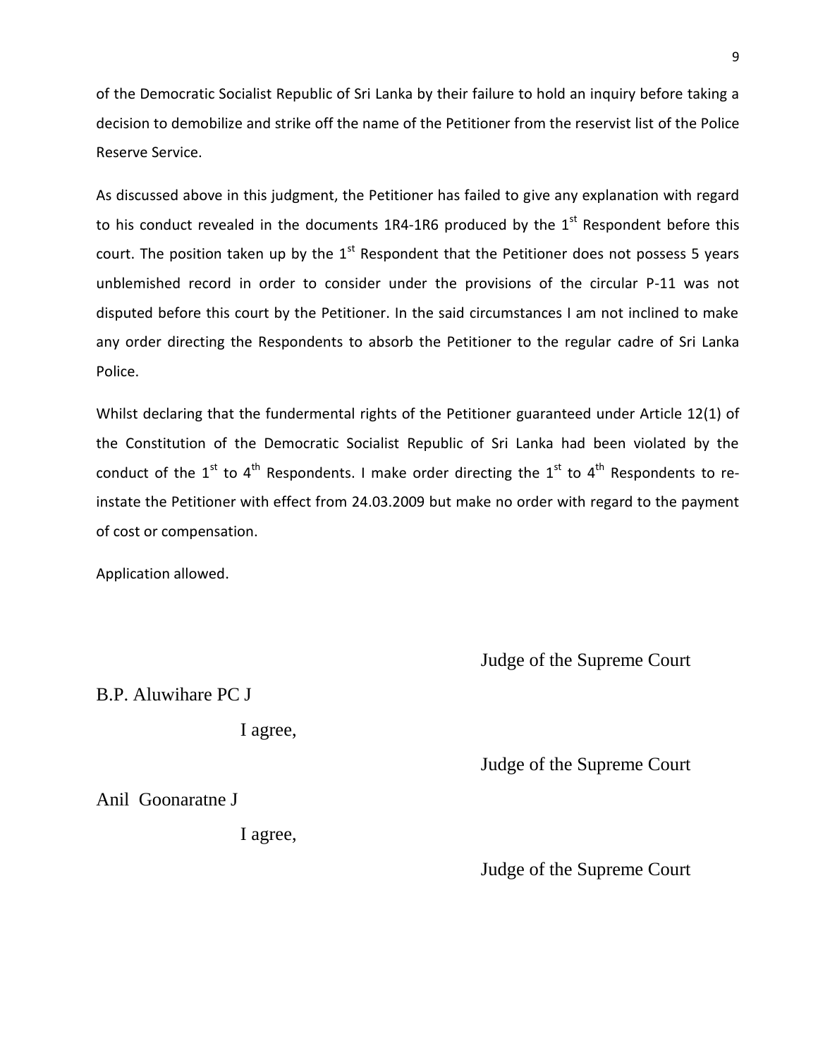of the Democratic Socialist Republic of Sri Lanka by their failure to hold an inquiry before taking a decision to demobilize and strike off the name of the Petitioner from the reservist list of the Police Reserve Service.

As discussed above in this judgment, the Petitioner has failed to give any explanation with regard to his conduct revealed in the documents 1R4-1R6 produced by the 1st Respondent before this court. The position taken up by the 1st Respondent that the Petitioner does not possess 5 years unblemished record in order to consider under the provisions of the circular P-11 was not disputed before this court by the Petitioner. In the said circumstances I am not inclined to make any order directing the Respondents to absorb the Petitioner to the regular cadre of Sri Lanka Police.

Whilst declaring that the fundermental rights of the Petitioner guaranteed under Article 12(1) of the Constitution of the Democratic Socialist Republic of Sri Lanka had been violated by the conduct of the 1st to 4th Respondents. I make order directing the 1st to 4th Respondents to re-instate the Petitioner with effect from 24.03.2009 but make no order with regard to the payment of cost or compensation.

Application allowed.

Judge of the Supreme Court

B.P. Aluwihare PC J

I agree,

Judge of the Supreme Court

Anil Goonaratne J

I agree,

Judge of the Supreme Court